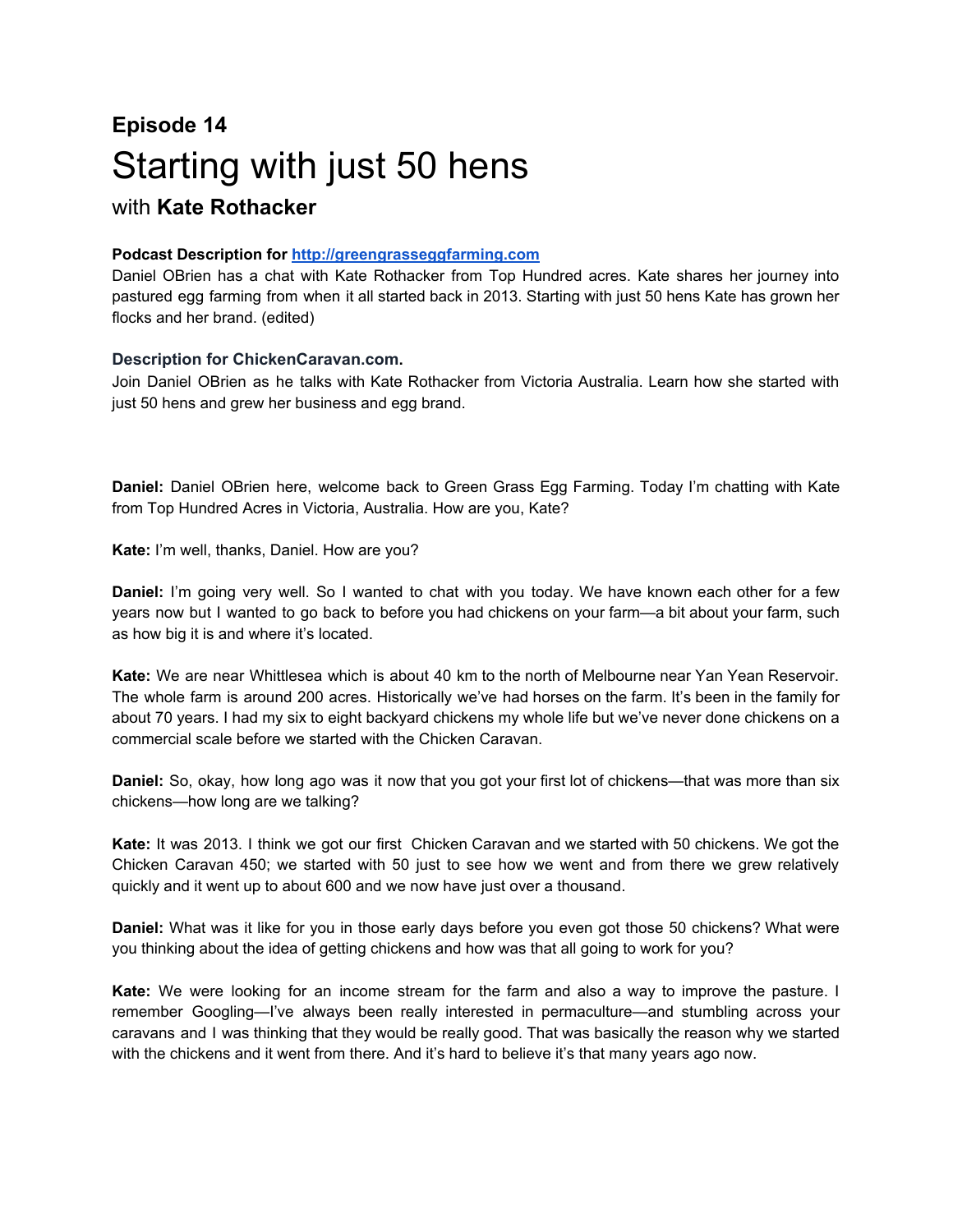## Episode 14

# Starting with just 50 hens

### with **Kate Rothacker**

**Podcast Description for http://greengrasseggfarming.com**
Daniel OBrien has a chat with Kate Rothacker from Top Hundred acres. Kate shares her journey into pastured egg farming from when it all started back in 2013. Starting with just 50 hens Kate has grown her flocks and her brand. (edited)

**Description for ChickenCaravan.com.**
Join Daniel OBrien as he talks with Kate Rothacker from Victoria Australia. Learn how she started with just 50 hens and grew her business and egg brand.

**Daniel:** Daniel OBrien here, welcome back to Green Grass Egg Farming. Today I'm chatting with Kate from Top Hundred Acres in Victoria, Australia. How are you, Kate?

**Kate:** I'm well, thanks, Daniel. How are you?

**Daniel:** I'm going very well. So I wanted to chat with you today. We have known each other for a few years now but I wanted to go back to before you had chickens on your farm—a bit about your farm, such as how big it is and where it's located.

**Kate:** We are near Whittlesea which is about 40 km to the north of Melbourne near Yan Yean Reservoir. The whole farm is around 200 acres. Historically we've had horses on the farm. It's been in the family for about 70 years. I had my six to eight backyard chickens my whole life but we've never done chickens on a commercial scale before we started with the Chicken Caravan.

**Daniel:** So, okay, how long ago was it now that you got your first lot of chickens—that was more than six chickens—how long are we talking?

**Kate:** It was 2013. I think we got our first Chicken Caravan and we started with 50 chickens. We got the Chicken Caravan 450; we started with 50 just to see how we went and from there we grew relatively quickly and it went up to about 600 and we now have just over a thousand.

**Daniel:** What was it like for you in those early days before you even got those 50 chickens? What were you thinking about the idea of getting chickens and how was that all going to work for you?

**Kate:** We were looking for an income stream for the farm and also a way to improve the pasture. I remember Googling—I've always been really interested in permaculture—and stumbling across your caravans and I was thinking that they would be really good. That was basically the reason why we started with the chickens and it went from there. And it's hard to believe it's that many years ago now.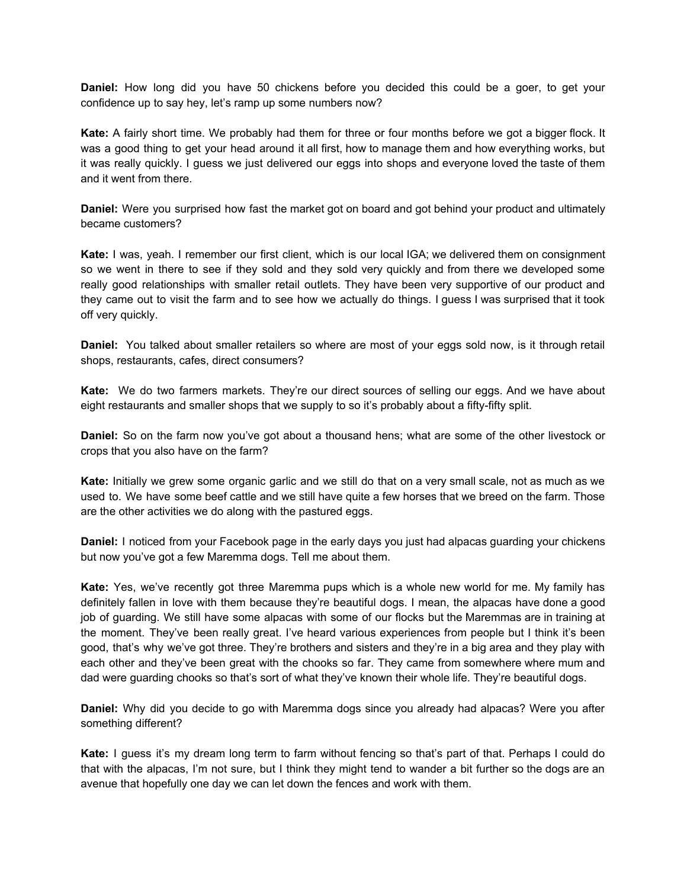**Daniel:** How long did you have 50 chickens before you decided this could be a goer, to get your confidence up to say hey, let's ramp up some numbers now?

**Kate:** A fairly short time. We probably had them for three or four months before we got a bigger flock. It was a good thing to get your head around it all first, how to manage them and how everything works, but it was really quickly. I guess we just delivered our eggs into shops and everyone loved the taste of them and it went from there.

**Daniel:** Were you surprised how fast the market got on board and got behind your product and ultimately became customers?

**Kate:** I was, yeah. I remember our first client, which is our local IGA; we delivered them on consignment so we went in there to see if they sold and they sold very quickly and from there we developed some really good relationships with smaller retail outlets. They have been very supportive of our product and they came out to visit the farm and to see how we actually do things. I guess I was surprised that it took off very quickly.

**Daniel:** You talked about smaller retailers so where are most of your eggs sold now, is it through retail shops, restaurants, cafes, direct consumers?

**Kate:** We do two farmers markets. They're our direct sources of selling our eggs. And we have about eight restaurants and smaller shops that we supply to so it's probably about a fifty-fifty split.

**Daniel:** So on the farm now you've got about a thousand hens; what are some of the other livestock or crops that you also have on the farm?

**Kate:** Initially we grew some organic garlic and we still do that on a very small scale, not as much as we used to. We have some beef cattle and we still have quite a few horses that we breed on the farm. Those are the other activities we do along with the pastured eggs.

**Daniel:** I noticed from your Facebook page in the early days you just had alpacas guarding your chickens but now you've got a few Maremma dogs. Tell me about them.

**Kate:** Yes, we've recently got three Maremma pups which is a whole new world for me. My family has definitely fallen in love with them because they're beautiful dogs. I mean, the alpacas have done a good job of guarding. We still have some alpacas with some of our flocks but the Maremmas are in training at the moment. They've been really great. I've heard various experiences from people but I think it's been good, that's why we've got three. They're brothers and sisters and they're in a big area and they play with each other and they've been great with the chooks so far. They came from somewhere where mum and dad were guarding chooks so that's sort of what they've known their whole life. They're beautiful dogs.

**Daniel:** Why did you decide to go with Maremma dogs since you already had alpacas? Were you after something different?

**Kate:** I guess it's my dream long term to farm without fencing so that's part of that. Perhaps I could do that with the alpacas, I'm not sure, but I think they might tend to wander a bit further so the dogs are an avenue that hopefully one day we can let down the fences and work with them.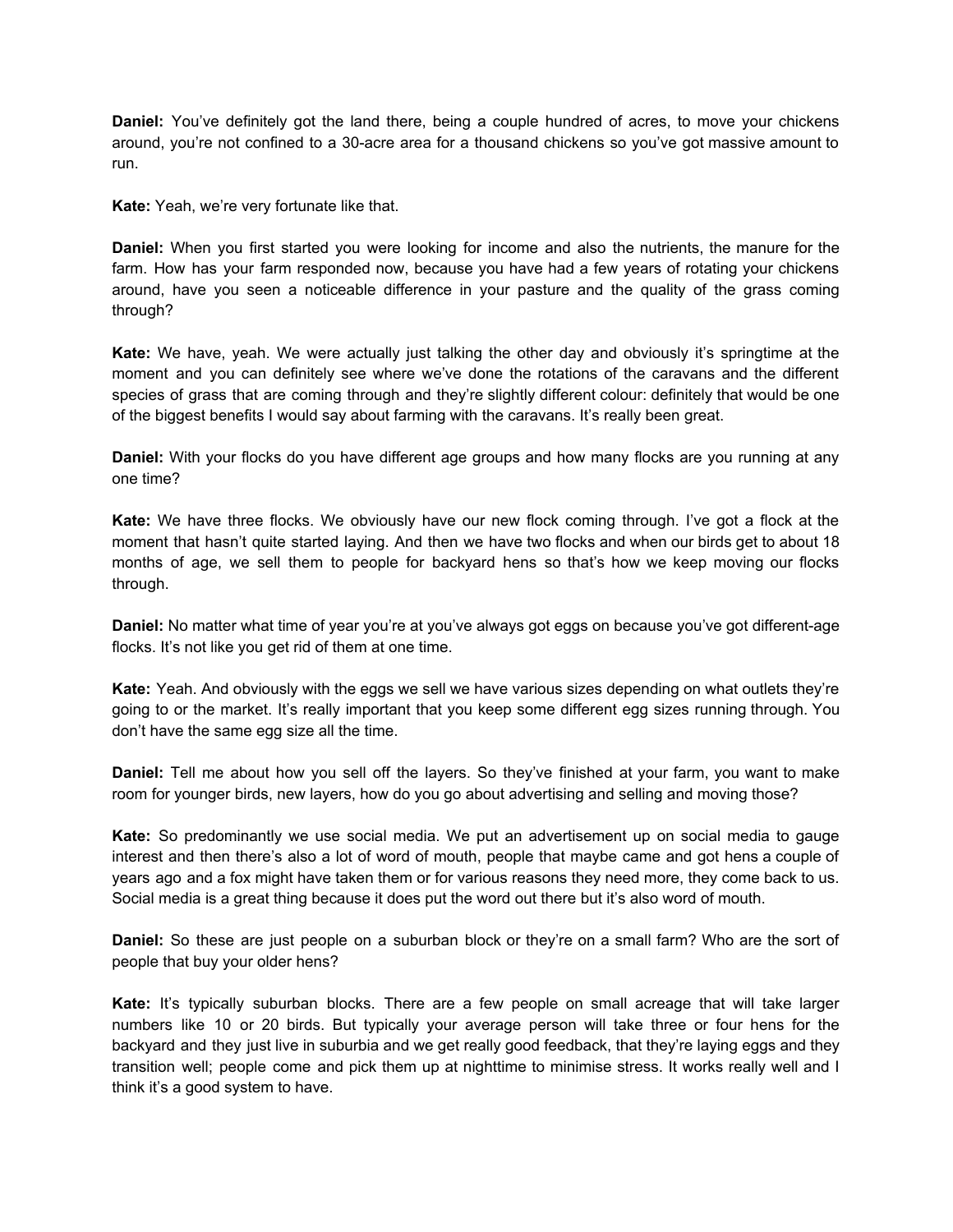**Daniel:** You've definitely got the land there, being a couple hundred of acres, to move your chickens around, you're not confined to a 30-acre area for a thousand chickens so you've got massive amount to run.

**Kate:** Yeah, we're very fortunate like that.

**Daniel:** When you first started you were looking for income and also the nutrients, the manure for the farm. How has your farm responded now, because you have had a few years of rotating your chickens around, have you seen a noticeable difference in your pasture and the quality of the grass coming through?

**Kate:** We have, yeah. We were actually just talking the other day and obviously it's springtime at the moment and you can definitely see where we've done the rotations of the caravans and the different species of grass that are coming through and they're slightly different colour: definitely that would be one of the biggest benefits I would say about farming with the caravans. It's really been great.

**Daniel:** With your flocks do you have different age groups and how many flocks are you running at any one time?

**Kate:** We have three flocks. We obviously have our new flock coming through. I've got a flock at the moment that hasn't quite started laying. And then we have two flocks and when our birds get to about 18 months of age, we sell them to people for backyard hens so that's how we keep moving our flocks through.

**Daniel:** No matter what time of year you're at you've always got eggs on because you've got different-age flocks. It's not like you get rid of them at one time.

**Kate:** Yeah. And obviously with the eggs we sell we have various sizes depending on what outlets they're going to or the market. It's really important that you keep some different egg sizes running through. You don't have the same egg size all the time.

**Daniel:** Tell me about how you sell off the layers. So they've finished at your farm, you want to make room for younger birds, new layers, how do you go about advertising and selling and moving those?

**Kate:** So predominantly we use social media. We put an advertisement up on social media to gauge interest and then there's also a lot of word of mouth, people that maybe came and got hens a couple of years ago and a fox might have taken them or for various reasons they need more, they come back to us. Social media is a great thing because it does put the word out there but it's also word of mouth.

**Daniel:** So these are just people on a suburban block or they're on a small farm? Who are the sort of people that buy your older hens?

**Kate:** It's typically suburban blocks. There are a few people on small acreage that will take larger numbers like 10 or 20 birds. But typically your average person will take three or four hens for the backyard and they just live in suburbia and we get really good feedback, that they're laying eggs and they transition well; people come and pick them up at nighttime to minimise stress. It works really well and I think it's a good system to have.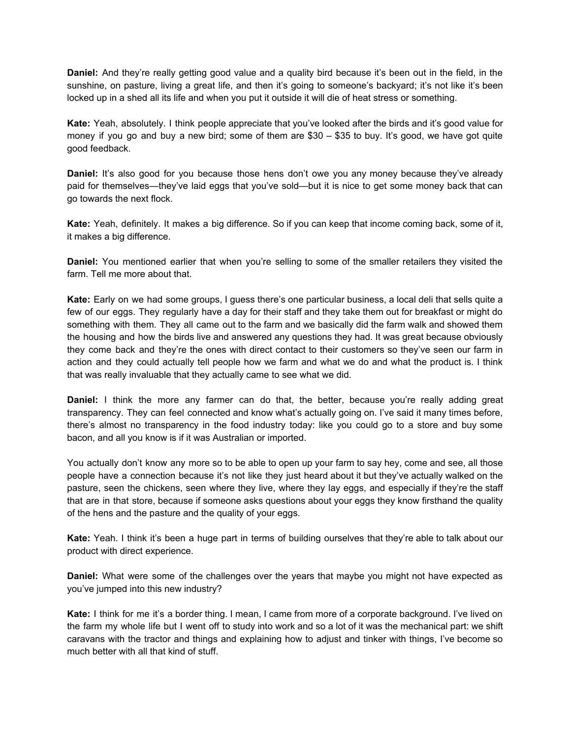**Daniel:** And they're really getting good value and a quality bird because it's been out in the field, in the sunshine, on pasture, living a great life, and then it's going to someone's backyard; it's not like it's been locked up in a shed all its life and when you put it outside it will die of heat stress or something.

**Kate:** Yeah, absolutely. I think people appreciate that you've looked after the birds and it's good value for money if you go and buy a new bird; some of them are $30 – $35 to buy. It's good, we have got quite good feedback.

**Daniel:** It's also good for you because those hens don't owe you any money because they've already paid for themselves—they've laid eggs that you've sold—but it is nice to get some money back that can go towards the next flock.

**Kate:** Yeah, definitely. It makes a big difference. So if you can keep that income coming back, some of it, it makes a big difference.

**Daniel:** You mentioned earlier that when you're selling to some of the smaller retailers they visited the farm. Tell me more about that.

**Kate:** Early on we had some groups, I guess there's one particular business, a local deli that sells quite a few of our eggs. They regularly have a day for their staff and they take them out for breakfast or might do something with them. They all came out to the farm and we basically did the farm walk and showed them the housing and how the birds live and answered any questions they had. It was great because obviously they come back and they're the ones with direct contact to their customers so they've seen our farm in action and they could actually tell people how we farm and what we do and what the product is. I think that was really invaluable that they actually came to see what we did.

**Daniel:** I think the more any farmer can do that, the better, because you're really adding great transparency. They can feel connected and know what's actually going on. I've said it many times before, there's almost no transparency in the food industry today: like you could go to a store and buy some bacon, and all you know is if it was Australian or imported.

You actually don't know any more so to be able to open up your farm to say hey, come and see, all those people have a connection because it's not like they just heard about it but they've actually walked on the pasture, seen the chickens, seen where they live, where they lay eggs, and especially if they're the staff that are in that store, because if someone asks questions about your eggs they know firsthand the quality of the hens and the pasture and the quality of your eggs.

**Kate:** Yeah. I think it's been a huge part in terms of building ourselves that they're able to talk about our product with direct experience.

**Daniel:** What were some of the challenges over the years that maybe you might not have expected as you've jumped into this new industry?

**Kate:** I think for me it's a border thing. I mean, I came from more of a corporate background. I've lived on the farm my whole life but I went off to study into work and so a lot of it was the mechanical part: we shift caravans with the tractor and things and explaining how to adjust and tinker with things, I've become so much better with all that kind of stuff.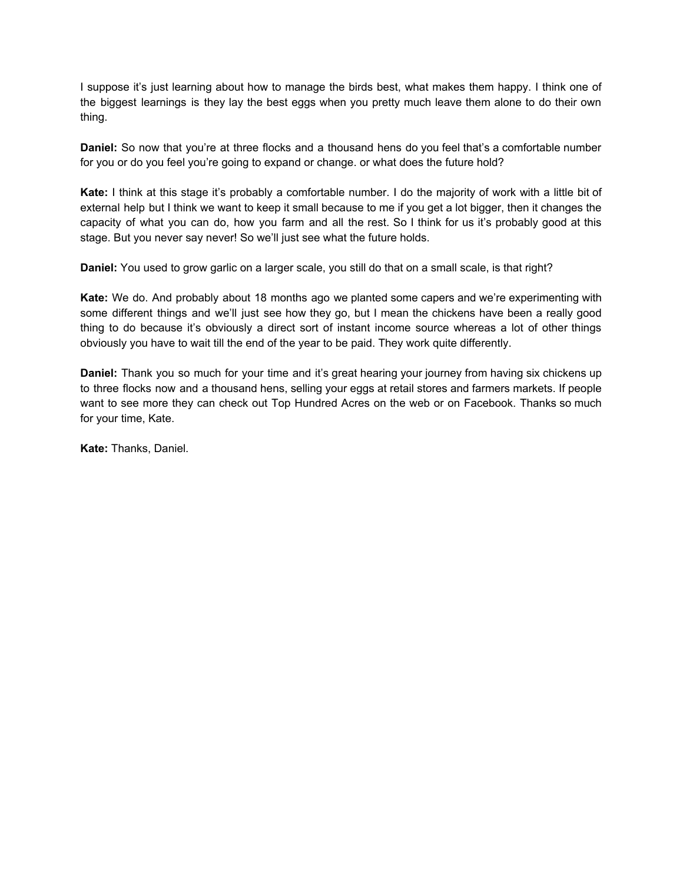I suppose it's just learning about how to manage the birds best, what makes them happy. I think one of the biggest learnings is they lay the best eggs when you pretty much leave them alone to do their own thing.

**Daniel:** So now that you're at three flocks and a thousand hens do you feel that's a comfortable number for you or do you feel you're going to expand or change. or what does the future hold?

**Kate:** I think at this stage it's probably a comfortable number. I do the majority of work with a little bit of external help but I think we want to keep it small because to me if you get a lot bigger, then it changes the capacity of what you can do, how you farm and all the rest. So I think for us it's probably good at this stage. But you never say never! So we'll just see what the future holds.

**Daniel:** You used to grow garlic on a larger scale, you still do that on a small scale, is that right?

**Kate:** We do. And probably about 18 months ago we planted some capers and we're experimenting with some different things and we'll just see how they go, but I mean the chickens have been a really good thing to do because it's obviously a direct sort of instant income source whereas a lot of other things obviously you have to wait till the end of the year to be paid. They work quite differently.

**Daniel:** Thank you so much for your time and it's great hearing your journey from having six chickens up to three flocks now and a thousand hens, selling your eggs at retail stores and farmers markets. If people want to see more they can check out Top Hundred Acres on the web or on Facebook. Thanks so much for your time, Kate.

**Kate:** Thanks, Daniel.